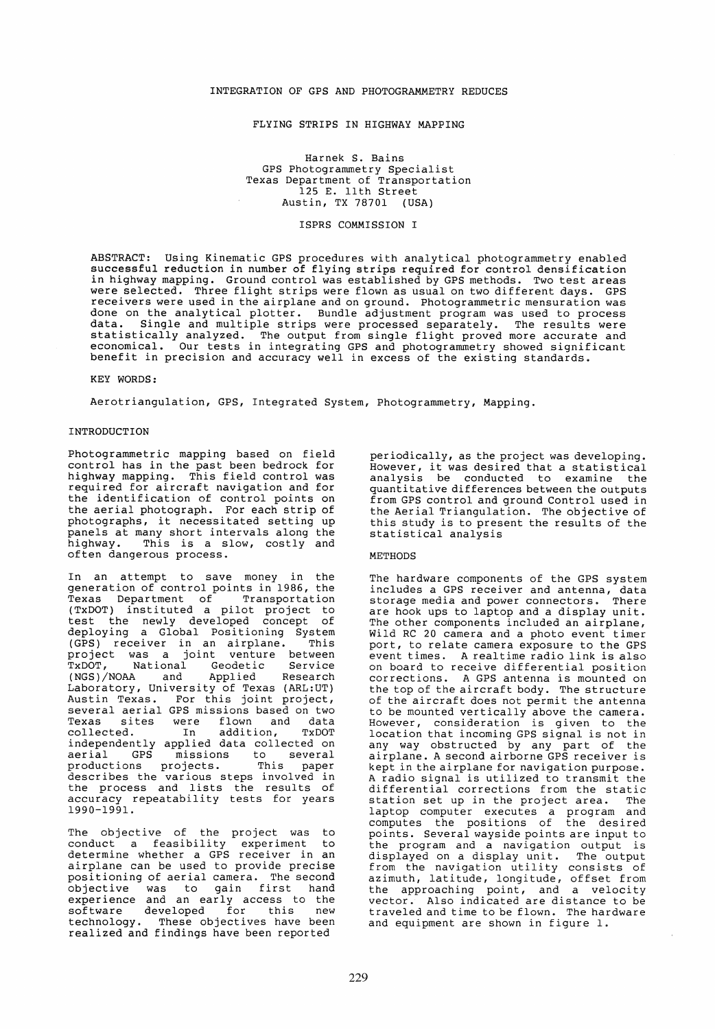# INTEGRATION OF GPS AND PHOTOGRAMMETRY REDUCES FLYING STRIPS IN HIGHWAY MAPPING

Harnek S. Bains
GPS Photogrammetry Specialist
Texas Department of Transportation
125 E. 11th Street
Austin, TX 78701 (USA)

ISPRS COMMISSION I

ABSTRACT: Using Kinematic GPS procedures with analytical photogrammetry enabled successful reduction in number of flying strips required for control densification in highway mapping. Ground control was established by GPS methods. Two test areas were selected. Three flight strips were flown as usual on two different days. GPS receivers were used in the airplane and on ground. Photogrammetric mensuration was done on the analytical plotter. Bundle adjustment program was used to process data. Single and multiple strips were processed separately. The results were statistically analyzed. The output from single flight proved more accurate and economical. Our tests in integrating GPS and photogrammetry showed significant benefit in precision and accuracy well in excess of the existing standards.

KEY WORDS:

Aerotriangulation, GPS, Integrated System, Photogrammetry, Mapping.

## INTRODUCTION

Photogrammetric mapping based on field control has in the past been bedrock for highway mapping. This field control was required for aircraft navigation and for the identification of control points on the aerial photograph. For each strip of photographs, it necessitated setting up panels at many short intervals along the highway. This is a slow, costly and often dangerous process.

In an attempt to save money in the generation of control points in 1986, the Texas Department of Transportation (TxDOT) instituted a pilot project to test the newly developed concept of deploying a Global Positioning System (GPS) receiver in an airplane. This project was a joint venture between TxDOT, National Geodetic Service (NGS)/NOAA and Applied Research Laboratory, University of Texas (ARL:UT) Austin Texas. For this joint project, several aerial GPS missions based on two Texas sites were flown and data collected. In addition, TxDOT independently applied data collected on aerial GPS missions to several productions projects. This paper describes the various steps involved in the process and lists the results of accuracy repeatability tests for years 1990-1991.

The objective of the project was to conduct a feasibility experiment to determine whether a GPS receiver in an airplane can be used to provide precise positioning of aerial camera. The second objective was to gain first hand experience and an early access to the software developed for this new technology. These objectives have been realized and findings have been reported periodically, as the project was developing. However, it was desired that a statistical analysis be conducted to examine the quantitative differences between the outputs from GPS control and ground Control used in the Aerial Triangulation. The objective of this study is to present the results of the statistical analysis

## METHODS

The hardware components of the GPS system includes a GPS receiver and antenna, data storage media and power connectors. There are hook ups to laptop and a display unit. The other components included an airplane, Wild RC 20 camera and a photo event timer port, to relate camera exposure to the GPS event times. A realtime radio link is also on board to receive differential position corrections. A GPS antenna is mounted on the top of the aircraft body. The structure of the aircraft does not permit the antenna to be mounted vertically above the camera. However, consideration is given to the location that incoming GPS signal is not in any way obstructed by any part of the airplane. A second airborne GPS receiver is kept in the airplane for navigation purpose. A radio signal is utilized to transmit the differential corrections from the static station set up in the project area. The laptop computer executes a program and computes the positions of the desired points. Several wayside points are input to the program and a navigation output is displayed on a display unit. The output from the navigation utility consists of azimuth, latitude, longitude, offset from the approaching point, and a velocity vector. Also indicated are distance to be traveled and time to be flown. The hardware and equipment are shown in figure 1.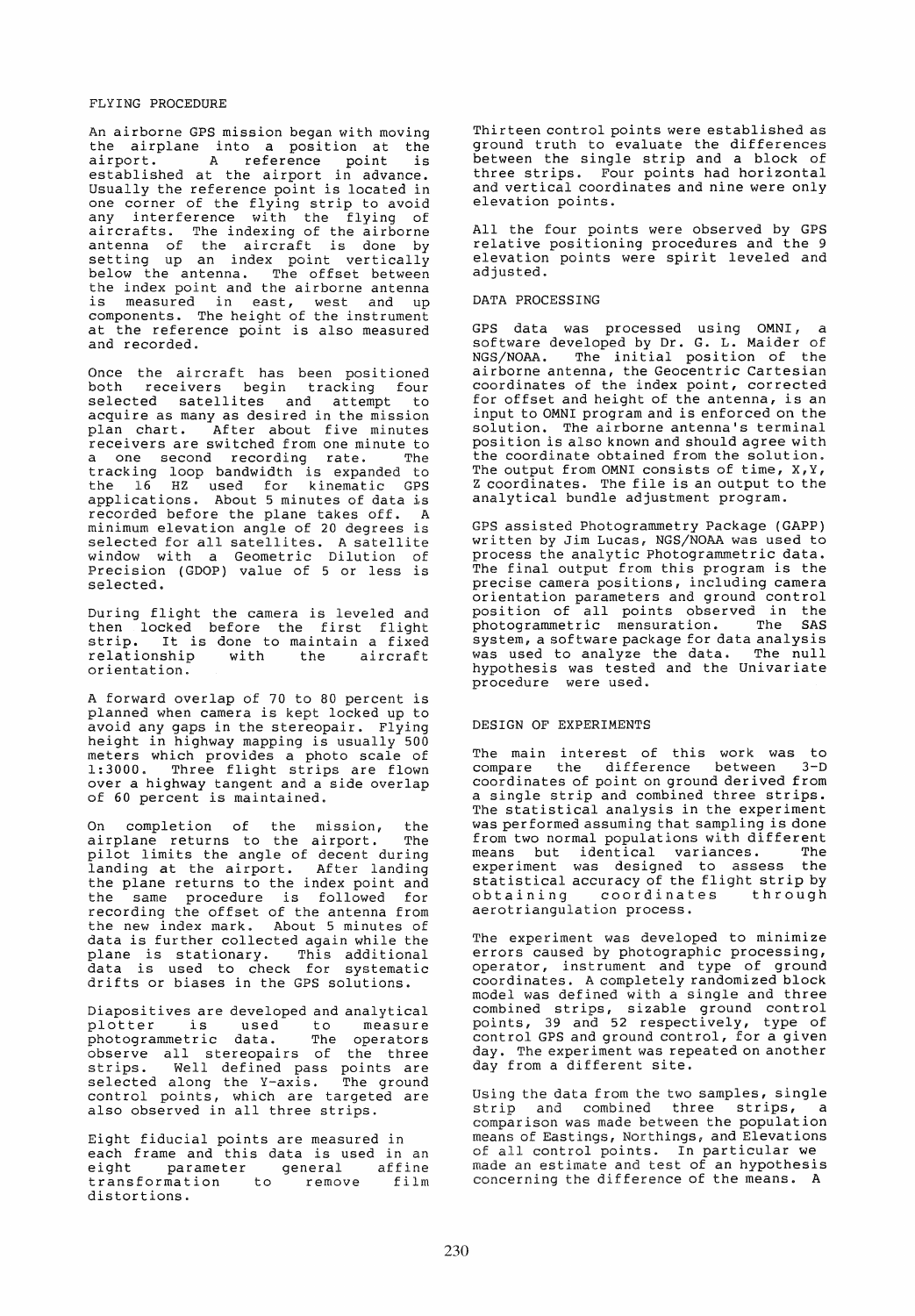## FLYING PROCEDURE

An airborne GPS mission began with moving the airplane into a position at the airport. A reference point is established at the airport in advance. Usually the reference point is located in one corner of the flying strip to avoid any interference with the flying of aircrafts. The indexing of the airborne antenna of the aircraft is done by setting up an index point vertically below the antenna. The offset between the index point and the airborne antenna is measured in east, west and up components. The height of the instrument at the reference point is also measured and recorded.

Once the aircraft has been positioned both receivers begin tracking four selected satellites and attempt to acquire as many as desired in the mission plan chart. After about five minutes receivers are switched from one minute to a one second recording rate. The tracking loop bandwidth is expanded to the 16 HZ used for kinematic GPS applications. About 5 minutes of data is recorded before the plane takes off. A minimum elevation angle of 20 degrees is selected for all satellites. A satellite window with a Geometric Dilution of Precision (GDOP) value of 5 or less is selected.

During flight the camera is leveled and then locked before the first flight strip. It is done to maintain a fixed relationship with the aircraft orientation.

A forward overlap of 70 to 80 percent is planned when camera is kept locked up to avoid any gaps in the stereopair. Flying height in highway mapping is usually 500 meters which provides a photo scale of 1:3000. Three flight strips are flown over a highway tangent and a side overlap of 60 percent is maintained.

On completion of the mission, the airplane returns to the airport. The pilot limits the angle of decent during landing at the airport. After landing the plane returns to the index point and the same procedure is followed for recording the offset of the antenna from the new index mark. About 5 minutes of data is further collected again while the plane is stationary. This additional data is used to check for systematic drifts or biases in the GPS solutions.

Diapositives are developed and analytical plotter is used to measure photogrammetric data. The operators observe all stereopairs of the three strips. Well defined pass points are selected along the Y-axis. The ground control points, which are targeted are also observed in all three strips.

Eight fiducial points are measured in each frame and this data is used in an eight parameter general affine transformation to remove film distortions.

Thirteen control points were established as ground truth to evaluate the differences between the single strip and a block of three strips. Four points had horizontal and vertical coordinates and nine were only elevation points.

All the four points were observed by GPS relative positioning procedures and the 9 elevation points were spirit leveled and adjusted.

## DATA PROCESSING

GPS data was processed using OMNI, a software developed by Dr. G. L. Maider of NGS/NOAA. The initial position of the airborne antenna, the Geocentric Cartesian coordinates of the index point, corrected for offset and height of the antenna, is an input to OMNI program and is enforced on the solution. The airborne antenna's terminal position is also known and should agree with the coordinate obtained from the solution. The output from OMNI consists of time, X, Y, Z coordinates. The file is an output to the analytical bundle adjustment program.

GPS assisted Photogrammetry Package (GAPP) written by Jim Lucas, NGS/NOAA was used to process the analytic Photogrammetric data. The final output from this program is the precise camera positions, including camera orientation parameters and ground control position of all points observed in the photogrammetric mensuration. The SAS system, a software package for data analysis was used to analyze the data. The null hypothesis was tested and the Univariate procedure were used.

## DESIGN OF EXPERIMENTS

The main interest of this work was to compare the difference between 3-D coordinates of point on ground derived from a single strip and combined three strips. The statistical analysis in the experiment was performed assuming that sampling is done from two normal populations with different means but identical variances. The experiment was designed to assess the statistical accuracy of the flight strip by obtaining coordinates through aerotriangulation process.

The experiment was developed to minimize errors caused by photographic processing, operator, instrument and type of ground coordinates. A completely randomized block model was defined with a single and three combined strips, sizable ground control points, 39 and 52 respectively, type of control GPS and ground control, for a given day. The experiment was repeated on another day from a different site.

Using the data from the two samples, single strip and combined three strips, a comparison was made between the population means of Eastings, Northings, and Elevations of all control points. In particular we made an estimate and test of an hypothesis concerning the difference of the means. A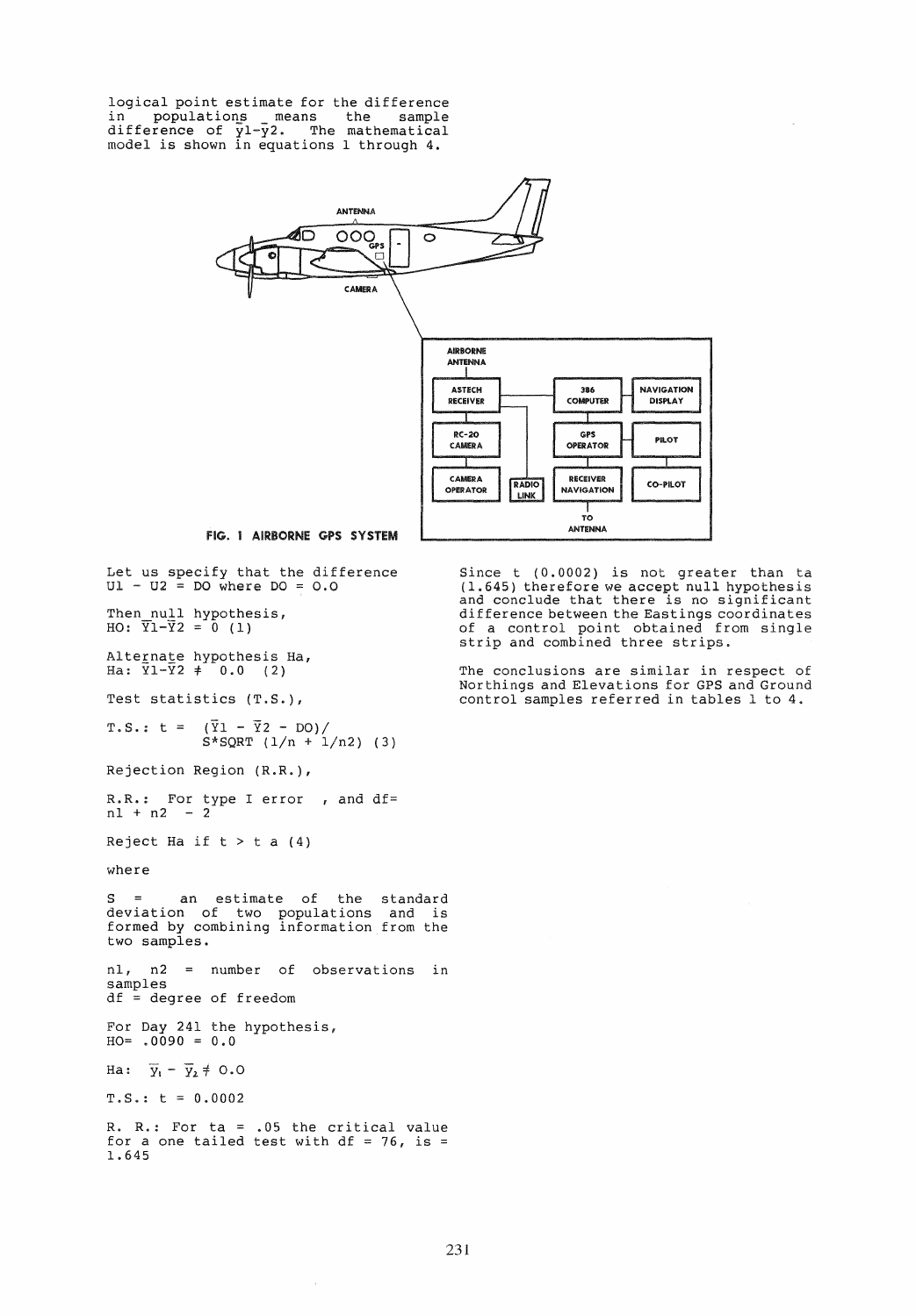logical point estimate for the difference in populations means the sample difference of $\bar{y}1-\bar{y}2$. The mathematical model is shown in equations 1 through 4.

FIG. 1 AIRBORNE GPS SYSTEM

Let us specify that the difference $U1 - U2 = DO$ where $DO = 0.0$

Then null hypothesis,
$HO: \bar{Y}1-\bar{Y}2 = 0$ (1)

Alternate hypothesis Ha,
$Ha: \bar{Y}1-\bar{Y}2 \neq 0.0$ (2)

Test statistics (T.S.),

$$T.S.: t = (\bar{Y}1 - \bar{Y}2 - DO) / S*SQRT(1/n + 1/n2) \quad (3)$$

Rejection Region (R.R.),

R.R.: For type I error , and df= n1 + n2 - 2

Reject Ha if $t > t\,a$ (4)

where

S = an estimate of the standard deviation of two populations and is formed by combining information from the two samples.

n1, n2 = number of observations in samples
df = degree of freedom

For Day 241 the hypothesis,
HO= .0090 = 0.0

Ha: $\bar{y}_1 - \bar{y}_2 \neq 0.0$

T.S.: t = 0.0002

R. R.: For ta = .05 the critical value for a one tailed test with df = 76, is = 1.645

Since t (0.0002) is not greater than ta (1.645) therefore we accept null hypothesis and conclude that there is no significant difference between the Eastings coordinates of a control point obtained from single strip and combined three strips.

The conclusions are similar in respect of Northings and Elevations for GPS and Ground control samples referred in tables 1 to 4.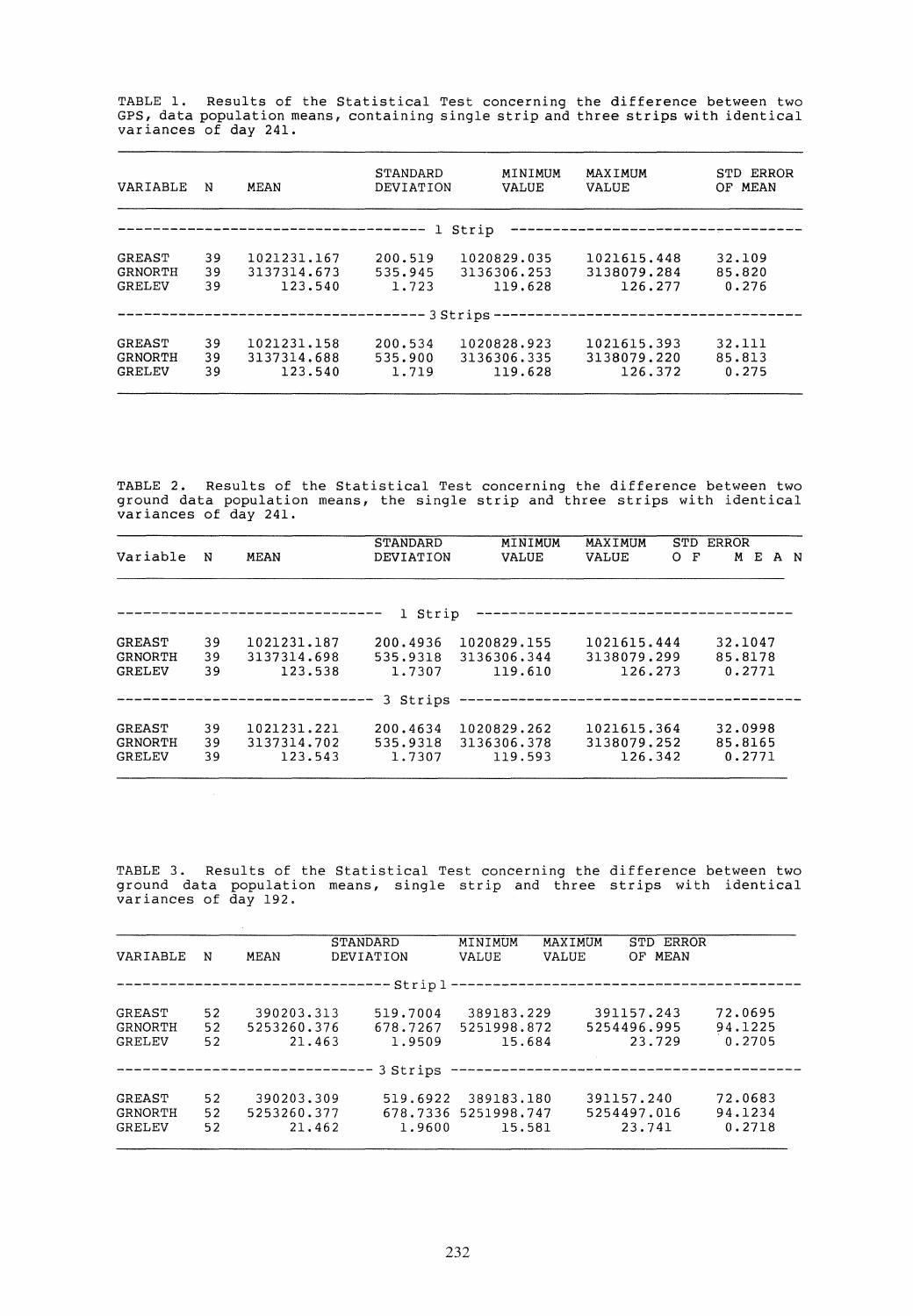TABLE 1. Results of the Statistical Test concerning the difference between two GPS, data population means, containing single strip and three strips with identical variances of day 241.

| VARIABLE | N | MEAN | STANDARD DEVIATION | MINIMUM VALUE | MAXIMUM VALUE | STD ERROR OF MEAN |
|---|---|---|---|---|---|---|
| 1 Strip | | | | | | |
| GREAST | 39 | 1021231.167 | 200.519 | 1020829.035 | 1021615.448 | 32.109 |
| GRNORTH | 39 | 3137314.673 | 535.945 | 3136306.253 | 3138079.284 | 85.820 |
| GRELEV | 39 | 123.540 | 1.723 | 119.628 | 126.277 | 0.276 |
| 3 Strips | | | | | | |
| GREAST | 39 | 1021231.158 | 200.534 | 1020828.923 | 1021615.393 | 32.111 |
| GRNORTH | 39 | 3137314.688 | 535.900 | 3136306.335 | 3138079.220 | 85.813 |
| GRELEV | 39 | 123.540 | 1.719 | 119.628 | 126.372 | 0.275 |

TABLE 2. Results of the Statistical Test concerning the difference between two ground data population means, the single strip and three strips with identical variances of day 241.

| Variable | N | MEAN | STANDARD DEVIATION | MINIMUM VALUE | MAXIMUM VALUE | STD ERROR OF MEAN |
|---|---|---|---|---|---|---|
| 1 Strip | | | | | | |
| GREAST | 39 | 1021231.187 | 200.4936 | 1020829.155 | 1021615.444 | 32.1047 |
| GRNORTH | 39 | 3137314.698 | 535.9318 | 3136306.344 | 3138079.299 | 85.8178 |
| GRELEV | 39 | 123.538 | 1.7307 | 119.610 | 126.273 | 0.2771 |
| 3 Strips | | | | | | |
| GREAST | 39 | 1021231.221 | 200.4634 | 1020829.262 | 1021615.364 | 32.0998 |
| GRNORTH | 39 | 3137314.702 | 535.9318 | 3136306.378 | 3138079.252 | 85.8165 |
| GRELEV | 39 | 123.543 | 1.7307 | 119.593 | 126.342 | 0.2771 |

TABLE 3. Results of the Statistical Test concerning the difference between two ground data population means, single strip and three strips with identical variances of day 192.

| VARIABLE | N | MEAN | STANDARD DEVIATION | MINIMUM VALUE | MAXIMUM VALUE | STD ERROR OF MEAN |
|---|---|---|---|---|---|---|
| Strip 1 | | | | | | |
| GREAST | 52 | 390203.313 | 519.7004 | 389183.229 | 391157.243 | 72.0695 |
| GRNORTH | 52 | 5253260.376 | 678.7267 | 5251998.872 | 5254496.995 | 94.1225 |
| GRELEV | 52 | 21.463 | 1.9509 | 15.684 | 23.729 | 0.2705 |
| 3 Strips | | | | | | |
| GREAST | 52 | 390203.309 | 519.6922 | 389183.180 | 391157.240 | 72.0683 |
| GRNORTH | 52 | 5253260.377 | 678.7336 | 5251998.747 | 5254497.016 | 94.1234 |
| GRELEV | 52 | 21.462 | 1.9600 | 15.581 | 23.741 | 0.2718 |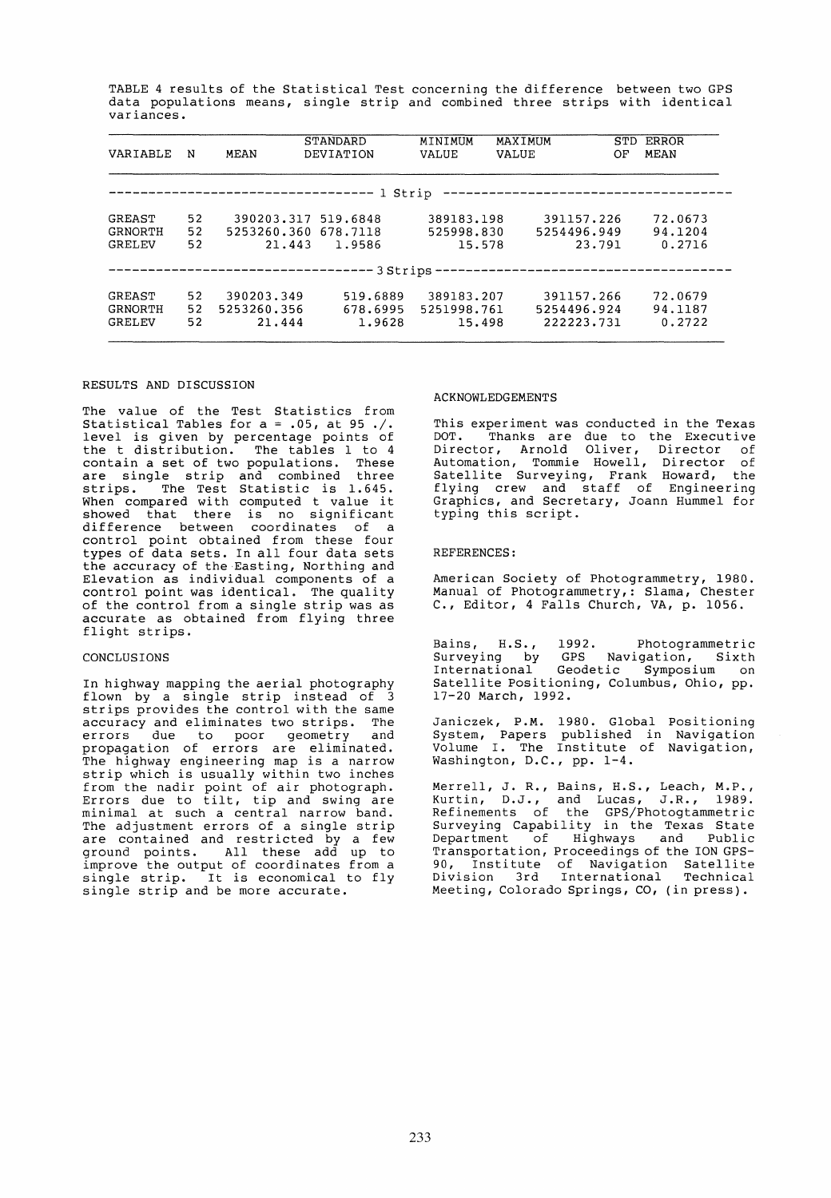TABLE 4 results of the Statistical Test concerning the difference between two GPS data populations means, single strip and combined three strips with identical variances.

| VARIABLE | N | MEAN | STANDARD DEVIATION | MINIMUM VALUE | MAXIMUM VALUE | STD ERROR OF MEAN |
|---|---|---|---|---|---|---|
| 1 Strip | | | | | | |
| GREAST | 52 | 390203.317 | 519.6848 | 389183.198 | 391157.226 | 72.0673 |
| GRNORTH | 52 | 5253260.360 | 678.7118 | 525998.830 | 5254496.949 | 94.1204 |
| GRELEV | 52 | 21.443 | 1.9586 | 15.578 | 23.791 | 0.2716 |
| 3 Strips | | | | | | |
| GREAST | 52 | 390203.349 | 519.6889 | 389183.207 | 391157.266 | 72.0679 |
| GRNORTH | 52 | 5253260.356 | 678.6995 | 5251998.761 | 5254496.924 | 94.1187 |
| GRELEV | 52 | 21.444 | 1.9628 | 15.498 | 222223.731 | 0.2722 |

## RESULTS AND DISCUSSION

The value of the Test Statistics from Statistical Tables for a = .05, at 95 ./. level is given by percentage points of the t distribution. The tables 1 to 4 contain a set of two populations. These are single strip and combined three strips. The Test Statistic is 1.645. When compared with computed t value it showed that there is no significant difference between coordinates of a control point obtained from these four types of data sets. In all four data sets the accuracy of the Easting, Northing and Elevation as individual components of a control point was identical. The quality of the control from a single strip was as accurate as obtained from flying three flight strips.

## CONCLUSIONS

In highway mapping the aerial photography flown by a single strip instead of 3 strips provides the control with the same accuracy and eliminates two strips. The errors due to poor geometry and propagation of errors are eliminated. The highway engineering map is a narrow strip which is usually within two inches from the nadir point of air photograph. Errors due to tilt, tip and swing are minimal at such a central narrow band. The adjustment errors of a single strip are contained and restricted by a few ground points. All these add up to improve the output of coordinates from a single strip. It is economical to fly single strip and be more accurate.

## ACKNOWLEDGEMENTS

This experiment was conducted in the Texas DOT. Thanks are due to the Executive Director, Arnold Oliver, Director of Automation, Tommie Howell, Director of Satellite Surveying, Frank Howard, the flying crew and staff of Engineering Graphics, and Secretary, Joann Hummel for typing this script.

## REFERENCES:

American Society of Photogrammetry, 1980. Manual of Photogrammetry,: Slama, Chester C., Editor, 4 Falls Church, VA, p. 1056.

Bains, H.S., 1992. Photogrammetric Surveying by GPS Navigation, Sixth International Geodetic Symposium on Satellite Positioning, Columbus, Ohio, pp. 17-20 March, 1992.

Janiczek, P.M. 1980. Global Positioning System, Papers published in Navigation Volume I. The Institute of Navigation, Washington, D.C., pp. 1-4.

Merrell, J. R., Bains, H.S., Leach, M.P., Kurtin, D.J., and Lucas, J.R., 1989. Refinements of the GPS/Photogtammetric Surveying Capability in the Texas State Department of Highways and Public Transportation, Proceedings of the ION GPS-90, Institute of Navigation Satellite Division 3rd International Technical Meeting, Colorado Springs, CO, (in press).